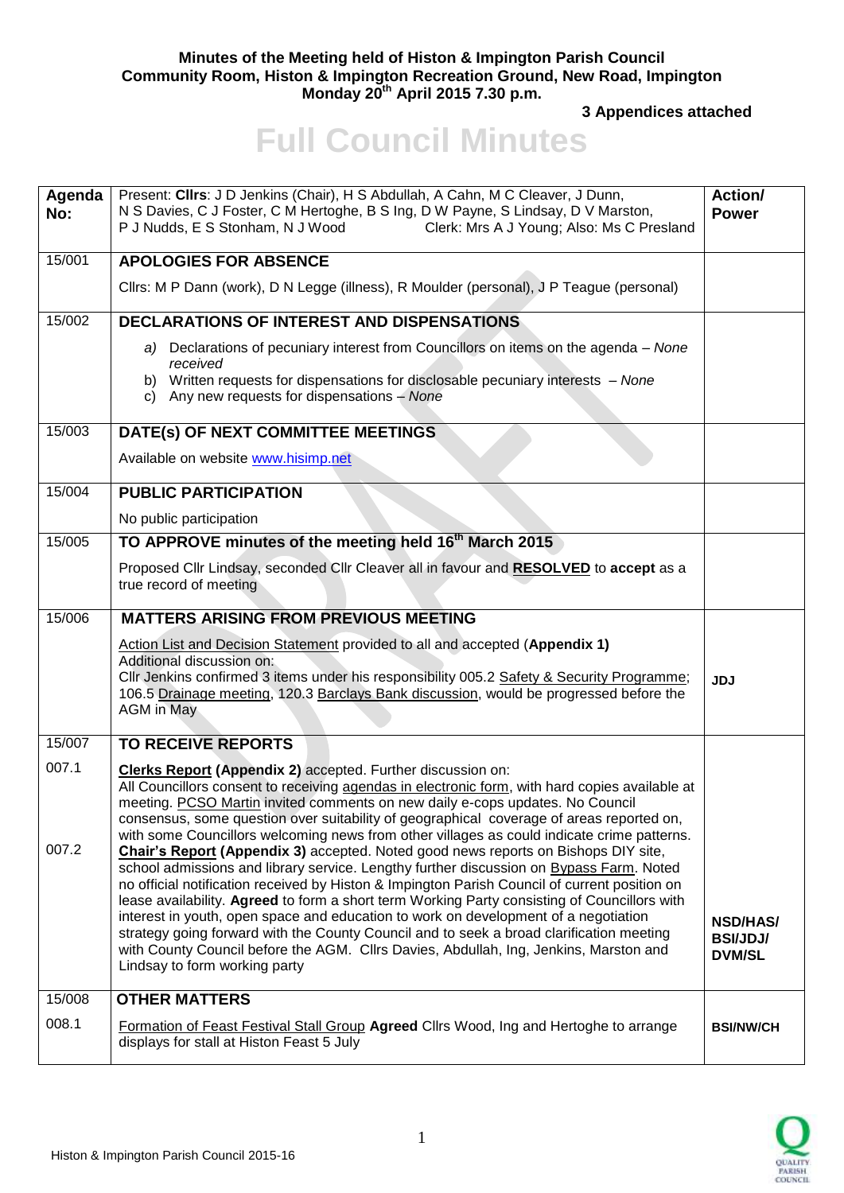**Minutes of the Meeting held of Histon & Impington Parish Council**
**Community Room, Histon & Impington Recreation Ground, New Road, Impington**
**Monday 20th April 2015 7.30 p.m.**

**3 Appendices attached**

# Full Council Minutes

| Agenda No: | Present: **Cllrs**: J D Jenkins (Chair), H S Abdullah, A Cahn, M C Cleaver, J Dunn, N S Davies, C J Foster, C M Hertoghe, B S Ing, D W Payne, S Lindsay, D V Marston, P J Nudds, E S Stonham, N J Wood    Clerk: Mrs A J Young; Also: Ms C Presland | Action/ Power |
|---|---|---|
| 15/001 | **APOLOGIES FOR ABSENCE**<br><br>Cllrs: M P Dann (work), D N Legge (illness), R Moulder (personal), J P Teague (personal) | |
| 15/002 | **DECLARATIONS OF INTEREST AND DISPENSATIONS**<br><br>a) Declarations of pecuniary interest from Councillors on items on the agenda – *None received*<br>b) Written requests for dispensations for disclosable pecuniary interests – *None*<br>c) Any new requests for dispensations – *None* | |
| 15/003 | **DATE(s) OF NEXT COMMITTEE MEETINGS**<br><br>Available on website www.hisimp.net | |
| 15/004 | **PUBLIC PARTICIPATION**<br><br>No public participation | |
| 15/005 | **TO APPROVE minutes of the meeting held 16th March 2015**<br><br>Proposed Cllr Lindsay, seconded Cllr Cleaver all in favour and **RESOLVED** to **accept** as a true record of meeting | |
| 15/006 | **MATTERS ARISING FROM PREVIOUS MEETING**<br><br>Action List and Decision Statement provided to all and accepted (**Appendix 1)**<br>Additional discussion on:<br>Cllr Jenkins confirmed 3 items under his responsibility 005.2 Safety & Security Programme; 106.5 Drainage meeting, 120.3 Barclays Bank discussion, would be progressed before the AGM in May | **JDJ** |
| 15/007<br><br>007.1<br><br>007.2 | **TO RECEIVE REPORTS**<br><br>**Clerks Report (Appendix 2)** accepted. Further discussion on:<br>All Councillors consent to receiving agendas in electronic form, with hard copies available at meeting. PCSO Martin invited comments on new daily e-cops updates. No Council consensus, some question over suitability of geographical coverage of areas reported on, with some Councillors welcoming news from other villages as could indicate crime patterns.<br>**Chair's Report (Appendix 3)** accepted. Noted good news reports on Bishops DIY site, school admissions and library service. Lengthy further discussion on Bypass Farm. Noted no official notification received by Histon & Impington Parish Council of current position on lease availability. **Agreed** to form a short term Working Party consisting of Councillors with interest in youth, open space and education to work on development of a negotiation strategy going forward with the County Council and to seek a broad clarification meeting with County Council before the AGM. Cllrs Davies, Abdullah, Ing, Jenkins, Marston and Lindsay to form working party | **NSD/HAS/ BSI/JDJ/ DVM/SL** |
| 15/008<br><br>008.1 | **OTHER MATTERS**<br><br>Formation of Feast Festival Stall Group **Agreed** Cllrs Wood, Ing and Hertoghe to arrange displays for stall at Histon Feast 5 July | **BSI/NW/CH** |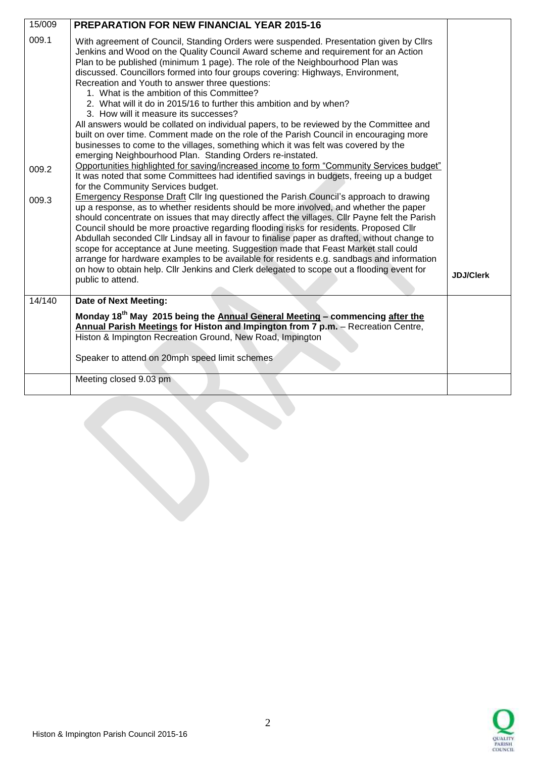| | | |
|---|---|---|
| 15/009 | **PREPARATION FOR NEW FINANCIAL YEAR 2015-16** | |
| 009.1 | With agreement of Council, Standing Orders were suspended. Presentation given by Cllrs Jenkins and Wood on the Quality Council Award scheme and requirement for an Action Plan to be published (minimum 1 page). The role of the Neighbourhood Plan was discussed. Councillors formed into four groups covering: Highways, Environment, Recreation and Youth to answer three questions:<br>1. What is the ambition of this Committee?<br>2. What will it do in 2015/16 to further this ambition and by when?<br>3. How will it measure its successes?<br>All answers would be collated on individual papers, to be reviewed by the Committee and built on over time. Comment made on the role of the Parish Council in encouraging more businesses to come to the villages, something which it was felt was covered by the emerging Neighbourhood Plan. Standing Orders re-instated. | |
| 009.2 | <u>Opportunities highlighted for saving/increased income to form "Community Services budget"</u> It was noted that some Committees had identified savings in budgets, freeing up a budget for the Community Services budget. | |
| 009.3 | <u>Emergency Response Draft</u> Cllr Ing questioned the Parish Council's approach to drawing up a response, as to whether residents should be more involved, and whether the paper should concentrate on issues that may directly affect the villages. Cllr Payne felt the Parish Council should be more proactive regarding flooding risks for residents. Proposed Cllr Abdullah seconded Cllr Lindsay all in favour to finalise paper as drafted, without change to scope for acceptance at June meeting. Suggestion made that Feast Market stall could arrange for hardware examples to be available for residents e.g. sandbags and information on how to obtain help. Cllr Jenkins and Clerk delegated to scope out a flooding event for public to attend. | **JDJ/Clerk** |
| 14/140 | **Date of Next Meeting:**<br>**Monday 18th May 2015 being the <u>Annual General Meeting</u> – commencing <u>after the Annual Parish Meetings</u> for Histon and Impington from 7 p.m.** – Recreation Centre, Histon & Impington Recreation Ground, New Road, Impington<br><br>Speaker to attend on 20mph speed limit schemes | |
| | Meeting closed 9.03 pm | |